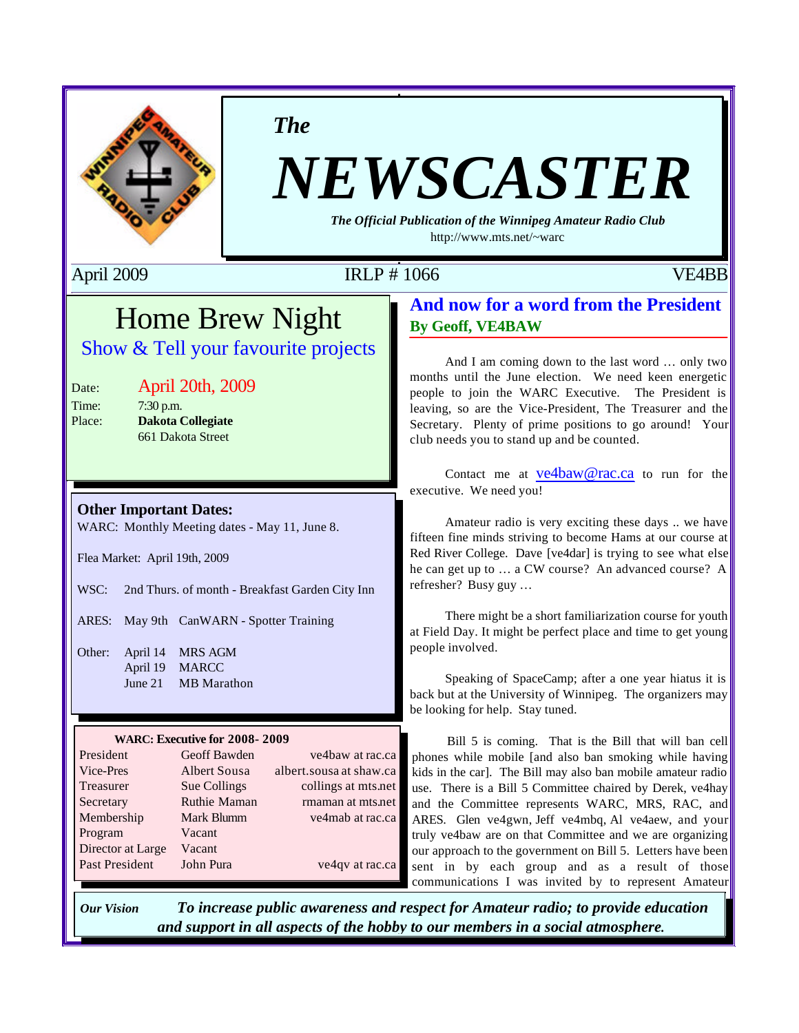# The NEWSCASTER

***The Official Publication of the Winnipeg Amateur Radio Club***

http://www.mts.net/~warc

April 2009 IRLP # 1066 VE4BB

## Home Brew Night

### Show & Tell your favourite projects

Date: April 20th, 2009
Time: 7:30 p.m.
Place: **Dakota Collegiate**
661 Dakota Street

**Other Important Dates:**

WARC: Monthly Meeting dates - May 11, June 8.

Flea Market: April 19th, 2009

WSC: 2nd Thurs. of month - Breakfast Garden City Inn

ARES: May 9th CanWARN - Spotter Training

Other: April 14 MRS AGM
April 19 MARCC
June 21 MB Marathon

**WARC: Executive for 2008- 2009**

| | | |
|---|---|---|
| President | Geoff Bawden | ve4baw at rac.ca |
| Vice-Pres | Albert Sousa | albert.sousa at shaw.ca |
| Treasurer | Sue Collings | collings at mts.net |
| Secretary | Ruthie Maman | rmaman at mts.net |
| Membership | Mark Blumm | ve4mab at rac.ca |
| Program | Vacant | |
| Director at Large | Vacant | |
| Past President | John Pura | ve4qv at rac.ca |

## And now for a word from the President

**By Geoff, VE4BAW**

And I am coming down to the last word … only two months until the June election. We need keen energetic people to join the WARC Executive. The President is leaving, so are the Vice-President, The Treasurer and the Secretary. Plenty of prime positions to go around! Your club needs you to stand up and be counted.

Contact me at ve4baw@rac.ca to run for the executive. We need you!

Amateur radio is very exciting these days .. we have fifteen fine minds striving to become Hams at our course at Red River College. Dave [ve4dar] is trying to see what else he can get up to … a CW course? An advanced course? A refresher? Busy guy …

There might be a short familiarization course for youth at Field Day. It might be perfect place and time to get young people involved.

Speaking of SpaceCamp; after a one year hiatus it is back but at the University of Winnipeg. The organizers may be looking for help. Stay tuned.

Bill 5 is coming. That is the Bill that will ban cell phones while mobile [and also ban smoking while having kids in the car]. The Bill may also ban mobile amateur radio use. There is a Bill 5 Committee chaired by Derek, ve4hay and the Committee represents WARC, MRS, RAC, and ARES. Glen ve4gwn, Jeff ve4mbq, Al ve4aew, and your truly ve4baw are on that Committee and we are organizing our approach to the government on Bill 5. Letters have been sent in by each group and as a result of those communications I was invited by to represent Amateur

***Our Vision*** ***To increase public awareness and respect for Amateur radio; to provide education and support in all aspects of the hobby to our members in a social atmosphere.***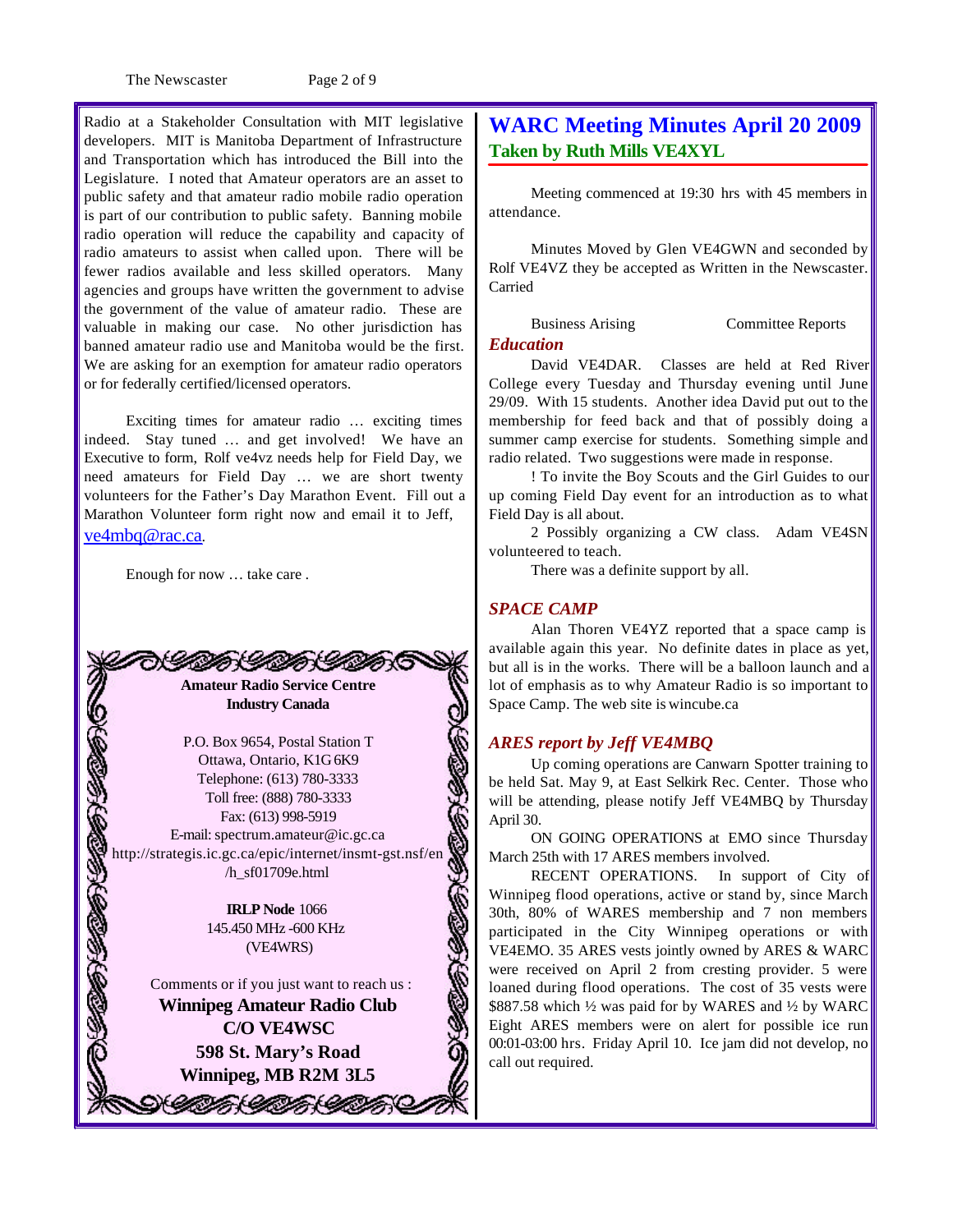Radio at a Stakeholder Consultation with MIT legislative developers. MIT is Manitoba Department of Infrastructure and Transportation which has introduced the Bill into the Legislature. I noted that Amateur operators are an asset to public safety and that amateur radio mobile radio operation is part of our contribution to public safety. Banning mobile radio operation will reduce the capability and capacity of radio amateurs to assist when called upon. There will be fewer radios available and less skilled operators. Many agencies and groups have written the government to advise the government of the value of amateur radio. These are valuable in making our case. No other jurisdiction has banned amateur radio use and Manitoba would be the first. We are asking for an exemption for amateur radio operators or for federally certified/licensed operators.

Exciting times for amateur radio … exciting times indeed. Stay tuned … and get involved! We have an Executive to form, Rolf ve4vz needs help for Field Day, we need amateurs for Field Day … we are short twenty volunteers for the Father's Day Marathon Event. Fill out a Marathon Volunteer form right now and email it to Jeff, ve4mbq@rac.ca.

Enough for now … take care .

**Amateur Radio Service Centre**
**Industry Canada**

P.O. Box 9654, Postal Station T
Ottawa, Ontario, K1G 6K9
Telephone: (613) 780-3333
Toll free: (888) 780-3333
Fax: (613) 998-5919
E-mail: spectrum.amateur@ic.gc.ca
http://strategis.ic.gc.ca/epic/internet/insmt-gst.nsf/en/h_sf01709e.html

**IRLP Node** 1066
145.450 MHz -600 KHz
(VE4WRS)

Comments or if you just want to reach us :
**Winnipeg Amateur Radio Club**
**C/O VE4WSC**
**598 St. Mary's Road**
**Winnipeg, MB R2M 3L5**

# WARC Meeting Minutes April 20 2009

## Taken by Ruth Mills VE4XYL

Meeting commenced at 19:30 hrs with 45 members in attendance.

Minutes Moved by Glen VE4GWN and seconded by Rolf VE4VZ they be accepted as Written in the Newscaster. Carried

Business Arising Committee Reports

### *Education*

David VE4DAR. Classes are held at Red River College every Tuesday and Thursday evening until June 29/09. With 15 students. Another idea David put out to the membership for feed back and that of possibly doing a summer camp exercise for students. Something simple and radio related. Two suggestions were made in response.

! To invite the Boy Scouts and the Girl Guides to our up coming Field Day event for an introduction as to what Field Day is all about.

2 Possibly organizing a CW class. Adam VE4SN volunteered to teach.

There was a definite support by all.

### *SPACE CAMP*

Alan Thoren VE4YZ reported that a space camp is available again this year. No definite dates in place as yet, but all is in the works. There will be a balloon launch and a lot of emphasis as to why Amateur Radio is so important to Space Camp. The web site is wincube.ca

### *ARES report by Jeff VE4MBQ*

Up coming operations are Canwarn Spotter training to be held Sat. May 9, at East Selkirk Rec. Center. Those who will be attending, please notify Jeff VE4MBQ by Thursday April 30.

ON GOING OPERATIONS at EMO since Thursday March 25th with 17 ARES members involved.

RECENT OPERATIONS. In support of City of Winnipeg flood operations, active or stand by, since March 30th, 80% of WARES membership and 7 non members participated in the City Winnipeg operations or with VE4EMO. 35 ARES vests jointly owned by ARES & WARC were received on April 2 from cresting provider. 5 were loaned during flood operations. The cost of 35 vests were $887.58 which ½ was paid for by WARES and ½ by WARC Eight ARES members were on alert for possible ice run 00:01-03:00 hrs. Friday April 10. Ice jam did not develop, no call out required.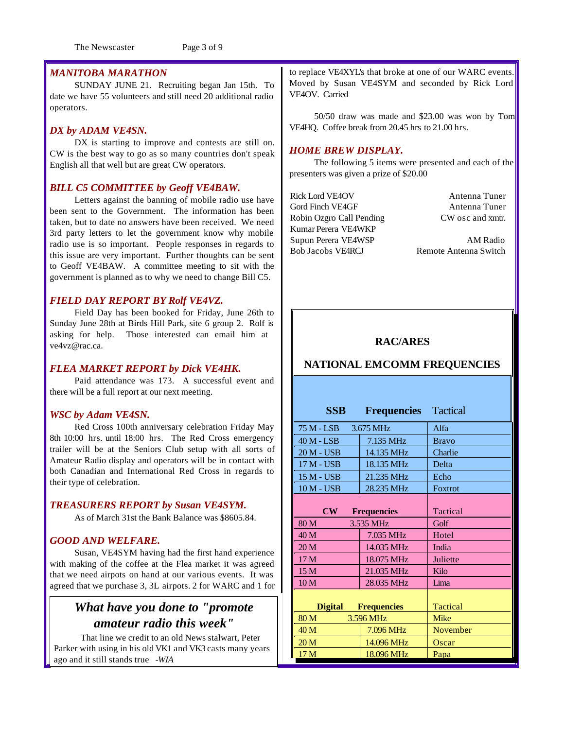## *MANITOBA MARATHON*

SUNDAY JUNE 21. Recruiting began Jan 15th. To date we have 55 volunteers and still need 20 additional radio operators.

## *DX by ADAM VE4SN.*

DX is starting to improve and contests are still on. CW is the best way to go as so many countries don't speak English all that well but are great CW operators.

## *BILL C5 COMMITTEE by Geoff VE4BAW.*

Letters against the banning of mobile radio use have been sent to the Government. The information has been taken, but to date no answers have been received. We need 3rd party letters to let the government know why mobile radio use is so important. People responses in regards to this issue are very important. Further thoughts can be sent to Geoff VE4BAW. A committee meeting to sit with the government is planned as to why we need to change Bill C5.

## *FIELD DAY REPORT BY Rolf VE4VZ.*

Field Day has been booked for Friday, June 26th to Sunday June 28th at Birds Hill Park, site 6 group 2. Rolf is asking for help. Those interested can email him at ve4vz@rac.ca.

## *FLEA MARKET REPORT by Dick VE4HK.*

Paid attendance was 173. A successful event and there will be a full report at our next meeting.

## *WSC by Adam VE4SN.*

Red Cross 100th anniversary celebration Friday May 8th 10:00 hrs. until 18:00 hrs. The Red Cross emergency trailer will be at the Seniors Club setup with all sorts of Amateur Radio display and operators will be in contact with both Canadian and International Red Cross in regards to their type of celebration.

## *TREASURERS REPORT by Susan VE4SYM.*

As of March 31st the Bank Balance was $8605.84.

## *GOOD AND WELFARE.*

Susan, VE4SYM having had the first hand experience with making of the coffee at the Flea market it was agreed that we need airpots on hand at our various events. It was agreed that we purchase 3, 3L airpots. 2 for WARC and 1 for to replace VE4XYL's that broke at one of our WARC events. Moved by Susan VE4SYM and seconded by Rick Lord VE4OV. Carried

50/50 draw was made and $23.00 was won by Tom VE4HQ. Coffee break from 20.45 hrs to 21.00 hrs.

## *HOME BREW DISPLAY.*

The following 5 items were presented and each of the presenters was given a prize of $20.00

| | |
|---|---|
| Rick Lord VE4OV | Antenna Tuner |
| Gord Finch VE4GF | Antenna Tuner |
| Robin Ozgro Call Pending | CW osc and xmtr. |
| Kumar Perera VE4WKP | |
| Supun Perera VE4WSP | AM Radio |
| Bob Jacobs VE4RCJ | Remote Antenna Switch |

### *What have you done to "promote amateur radio this week"*

That line we credit to an old News stalwart, Peter Parker with using in his old VK1 and VK3 casts many years ago and it still stands true *-WIA*

### RAC/ARES

### NATIONAL EMCOMM FREQUENCIES

| SSB | Frequencies | Tactical |
|---|---|---|
| 75 M - LSB | 3.675 MHz | Alfa |
| 40 M - LSB | 7.135 MHz | Bravo |
| 20 M - USB | 14.135 MHz | Charlie |
| 17 M - USB | 18.135 MHz | Delta |
| 15 M - USB | 21.235 MHz | Echo |
| 10 M - USB | 28.235 MHz | Foxtrot |
| **CW** | **Frequencies** | **Tactical** |
| 80 M | 3.535 MHz | Golf |
| 40 M | 7.035 MHz | Hotel |
| 20 M | 14.035 MHz | India |
| 17 M | 18.075 MHz | Juliette |
| 15 M | 21.035 MHz | Kilo |
| 10 M | 28.035 MHz | Lima |
| **Digital** | **Frequencies** | **Tactical** |
| 80 M | 3.596 MHz | Mike |
| 40 M | 7.096 MHz | November |
| 20 M | 14.096 MHz | Oscar |
| 17 M | 18.096 MHz | Papa |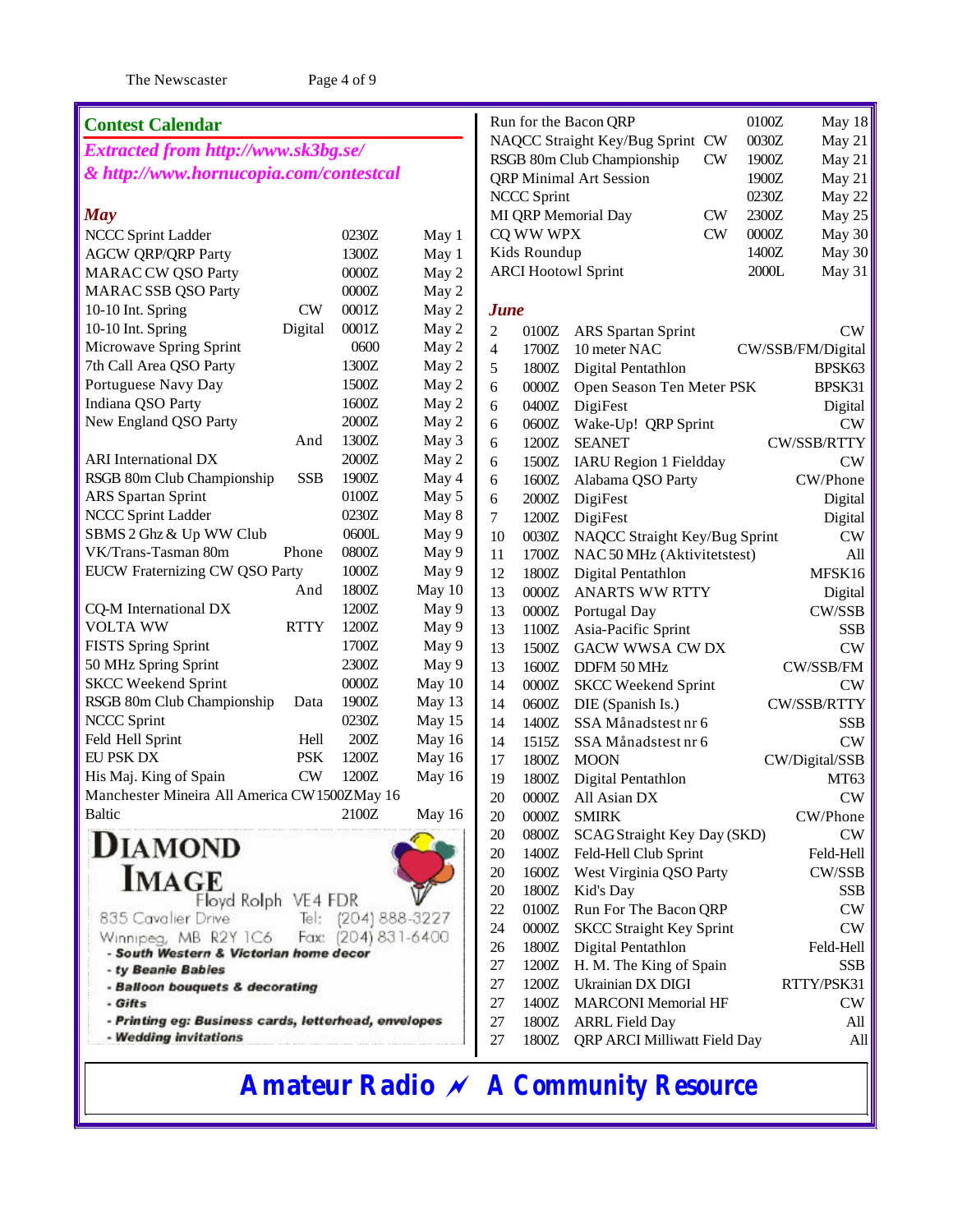## Contest Calendar

*Extracted from http://www.sk3bg.se/*
*& http://www.hornucopia.com/contestcal*

### May

| Contest | Mode | Time | Date |
|---|---|---|---|
| NCCC Sprint Ladder | | 0230Z | May 1 |
| AGCW QRP/QRP Party | | 1300Z | May 1 |
| MARAC CW QSO Party | | 0000Z | May 2 |
| MARAC SSB QSO Party | | 0000Z | May 2 |
| 10-10 Int. Spring | CW | 0001Z | May 2 |
| 10-10 Int. Spring | Digital | 0001Z | May 2 |
| Microwave Spring Sprint | | 0600 | May 2 |
| 7th Call Area QSO Party | | 1300Z | May 2 |
| Portuguese Navy Day | | 1500Z | May 2 |
| Indiana QSO Party | | 1600Z | May 2 |
| New England QSO Party | | 2000Z | May 2 |
| | And | 1300Z | May 3 |
| ARI International DX | | 2000Z | May 2 |
| RSGB 80m Club Championship | SSB | 1900Z | May 4 |
| ARS Spartan Sprint | | 0100Z | May 5 |
| NCCC Sprint Ladder | | 0230Z | May 8 |
| SBMS 2 Ghz & Up WW Club | | 0600L | May 9 |
| VK/Trans-Tasman 80m | Phone | 0800Z | May 9 |
| EUCW Fraternizing CW QSO Party | | 1000Z | May 9 |
| | And | 1800Z | May 10 |
| CQ-M International DX | | 1200Z | May 9 |
| VOLTA WW | RTTY | 1200Z | May 9 |
| FISTS Spring Sprint | | 1700Z | May 9 |
| 50 MHz Spring Sprint | | 2300Z | May 9 |
| SKCC Weekend Sprint | | 0000Z | May 10 |
| RSGB 80m Club Championship | Data | 1900Z | May 13 |
| NCCC Sprint | | 0230Z | May 15 |
| Feld Hell Sprint | Hell | 200Z | May 16 |
| EU PSK DX | PSK | 1200Z | May 16 |
| His Maj. King of Spain | CW | 1200Z | May 16 |
| Manchester Mineira All America | CW | 1500Z | May 16 |
| Baltic | | 2100Z | May 16 |
| Run for the Bacon QRP | | 0100Z | May 18 |
| NAQCC Straight Key/Bug Sprint | CW | 0030Z | May 21 |
| RSGB 80m Club Championship | CW | 1900Z | May 21 |
| QRP Minimal Art Session | | 1900Z | May 21 |
| NCCC Sprint | | 0230Z | May 22 |
| MI QRP Memorial Day | CW | 2300Z | May 25 |
| CQ WW WPX | CW | 0000Z | May 30 |
| Kids Roundup | | 1400Z | May 30 |
| ARCI Hootowl Sprint | | 2000L | May 31 |

**DIAMOND IMAGE**
Floyd Rolph VE4 FDR
835 Cavalier Drive Tel: (204) 888-3227
Winnipeg, MB R2Y 1C6 Fax: (204) 831-6400
- South Western & Victorian home decor
- ty Beanie Babies
- Balloon bouquets & decorating
- Gifts
- Printing eg: Business cards, letterhead, envelopes
- Wedding invitations

### June

| Date | Time | Contest | Mode |
|---|---|---|---|
| 2 | 0100Z | ARS Spartan Sprint | CW |
| 4 | 1700Z | 10 meter NAC | CW/SSB/FM/Digital |
| 5 | 1800Z | Digital Pentathlon | BPSK63 |
| 6 | 0000Z | Open Season Ten Meter PSK | BPSK31 |
| 6 | 0400Z | DigiFest | Digital |
| 6 | 0600Z | Wake-Up! QRP Sprint | CW |
| 6 | 1200Z | SEANET | CW/SSB/RTTY |
| 6 | 1500Z | IARU Region 1 Fieldday | CW |
| 6 | 1600Z | Alabama QSO Party | CW/Phone |
| 6 | 2000Z | DigiFest | Digital |
| 7 | 1200Z | DigiFest | Digital |
| 10 | 0030Z | NAQCC Straight Key/Bug Sprint | CW |
| 11 | 1700Z | NAC 50 MHz (Aktivitetstest) | All |
| 12 | 1800Z | Digital Pentathlon | MFSK16 |
| 13 | 0000Z | ANARTS WW RTTY | Digital |
| 13 | 0000Z | Portugal Day | CW/SSB |
| 13 | 1100Z | Asia-Pacific Sprint | SSB |
| 13 | 1500Z | GACW WWSA CW DX | CW |
| 13 | 1600Z | DDFM 50 MHz | CW/SSB/FM |
| 14 | 0000Z | SKCC Weekend Sprint | CW |
| 14 | 0600Z | DIE (Spanish Is.) | CW/SSB/RTTY |
| 14 | 1400Z | SSA Månadstest nr 6 | SSB |
| 14 | 1515Z | SSA Månadstest nr 6 | CW |
| 17 | 1800Z | MOON | CW/Digital/SSB |
| 19 | 1800Z | Digital Pentathlon | MT63 |
| 20 | 0000Z | All Asian DX | CW |
| 20 | 0000Z | SMIRK | CW/Phone |
| 20 | 0800Z | SCAG Straight Key Day (SKD) | CW |
| 20 | 1400Z | Feld-Hell Club Sprint | Feld-Hell |
| 20 | 1600Z | West Virginia QSO Party | CW/SSB |
| 20 | 1800Z | Kid's Day | SSB |
| 22 | 0100Z | Run For The Bacon QRP | CW |
| 24 | 0000Z | SKCC Straight Key Sprint | CW |
| 26 | 1800Z | Digital Pentathlon | Feld-Hell |
| 27 | 1200Z | H. M. The King of Spain | SSB |
| 27 | 1200Z | Ukrainian DX DIGI | RTTY/PSK31 |
| 27 | 1400Z | MARCONI Memorial HF | CW |
| 27 | 1800Z | ARRL Field Day | All |
| 27 | 1800Z | QRP ARCI Milliwatt Field Day | All |

**Amateur Radio ⌿ A Community Resource**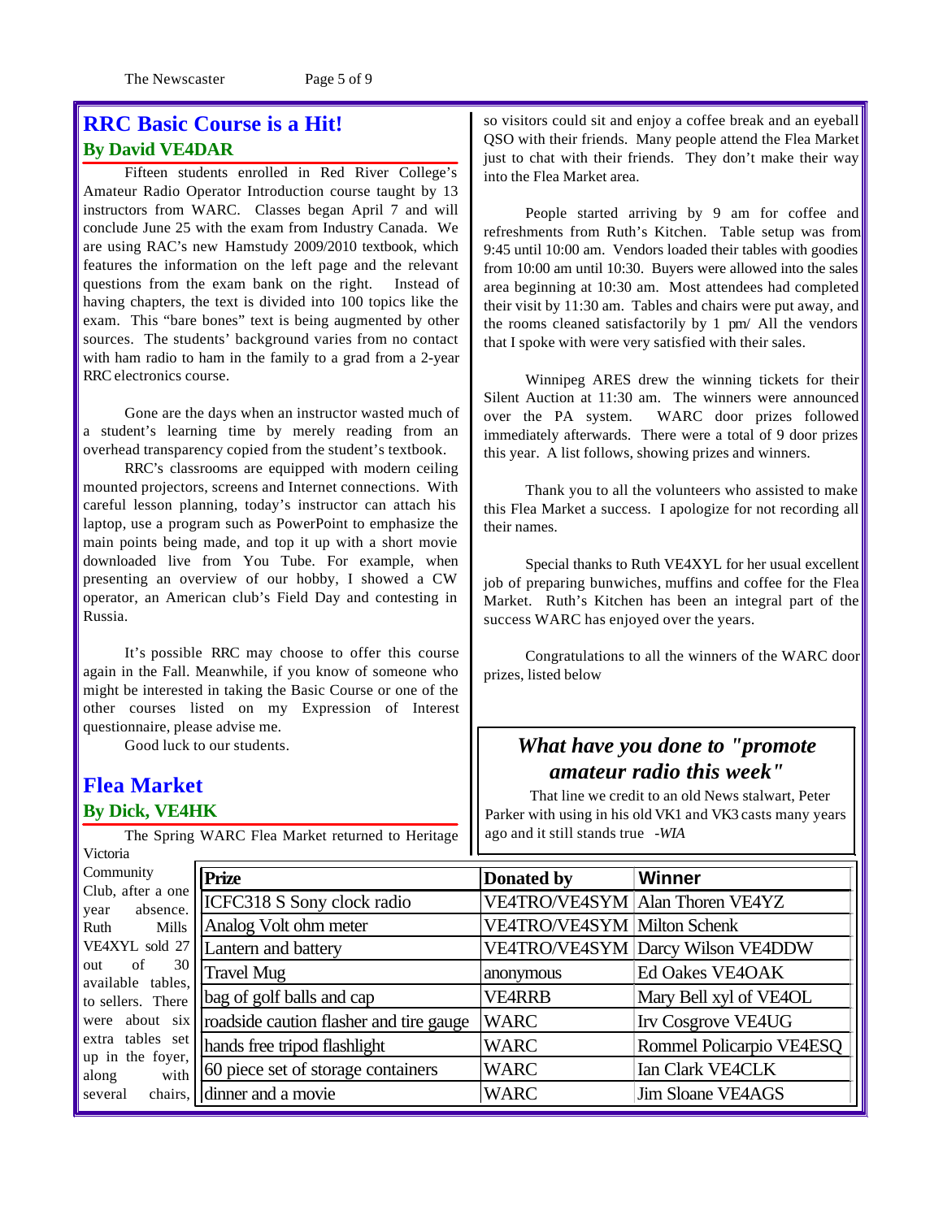## RRC Basic Course is a Hit!

### By David VE4DAR

Fifteen students enrolled in Red River College's Amateur Radio Operator Introduction course taught by 13 instructors from WARC. Classes began April 7 and will conclude June 25 with the exam from Industry Canada. We are using RAC's new Hamstudy 2009/2010 textbook, which features the information on the left page and the relevant questions from the exam bank on the right. Instead of having chapters, the text is divided into 100 topics like the exam. This "bare bones" text is being augmented by other sources. The students' background varies from no contact with ham radio to ham in the family to a grad from a 2-year RRC electronics course.

Gone are the days when an instructor wasted much of a student's learning time by merely reading from an overhead transparency copied from the student's textbook.

RRC's classrooms are equipped with modern ceiling mounted projectors, screens and Internet connections. With careful lesson planning, today's instructor can attach his laptop, use a program such as PowerPoint to emphasize the main points being made, and top it up with a short movie downloaded live from You Tube. For example, when presenting an overview of our hobby, I showed a CW operator, an American club's Field Day and contesting in Russia.

It's possible RRC may choose to offer this course again in the Fall. Meanwhile, if you know of someone who might be interested in taking the Basic Course or one of the other courses listed on my Expression of Interest questionnaire, please advise me.

Good luck to our students.

## Flea Market

### By Dick, VE4HK

The Spring WARC Flea Market returned to Heritage Victoria Community Club, after a one year absence. Ruth Mills VE4XYL sold 27 out of 30 available tables, to sellers. There were about six extra tables set up in the foyer, along with several chairs, so visitors could sit and enjoy a coffee break and an eyeball QSO with their friends. Many people attend the Flea Market just to chat with their friends. They don't make their way into the Flea Market area.

People started arriving by 9 am for coffee and refreshments from Ruth's Kitchen. Table setup was from 9:45 until 10:00 am. Vendors loaded their tables with goodies from 10:00 am until 10:30. Buyers were allowed into the sales area beginning at 10:30 am. Most attendees had completed their visit by 11:30 am. Tables and chairs were put away, and the rooms cleaned satisfactorily by 1 pm/ All the vendors that I spoke with were very satisfied with their sales.

Winnipeg ARES drew the winning tickets for their Silent Auction at 11:30 am. The winners were announced over the PA system. WARC door prizes followed immediately afterwards. There were a total of 9 door prizes this year. A list follows, showing prizes and winners.

Thank you to all the volunteers who assisted to make this Flea Market a success. I apologize for not recording all their names.

Special thanks to Ruth VE4XYL for her usual excellent job of preparing bunwiches, muffins and coffee for the Flea Market. Ruth's Kitchen has been an integral part of the success WARC has enjoyed over the years.

Congratulations to all the winners of the WARC door prizes, listed below

| Prize | Donated by | Winner |
|---|---|---|
| ICFC318 S Sony clock radio | VE4TRO/VE4SYM | Alan Thoren VE4YZ |
| Analog Volt ohm meter | VE4TRO/VE4SYM | Milton Schenk |
| Lantern and battery | VE4TRO/VE4SYM | Darcy Wilson VE4DDW |
| Travel Mug | anonymous | Ed Oakes VE4OAK |
| bag of golf balls and cap | VE4RRB | Mary Bell xyl of VE4OL |
| roadside caution flasher and tire gauge | WARC | Irv Cosgrove VE4UG |
| hands free tripod flashlight | WARC | Rommel Policarpio VE4ESQ |
| 60 piece set of storage containers | WARC | Ian Clark VE4CLK |
| dinner and a movie | WARC | Jim Sloane VE4AGS |

### *What have you done to "promote amateur radio this week"*

That line we credit to an old News stalwart, Peter Parker with using in his old VK1 and VK3 casts many years ago and it still stands true *-WIA*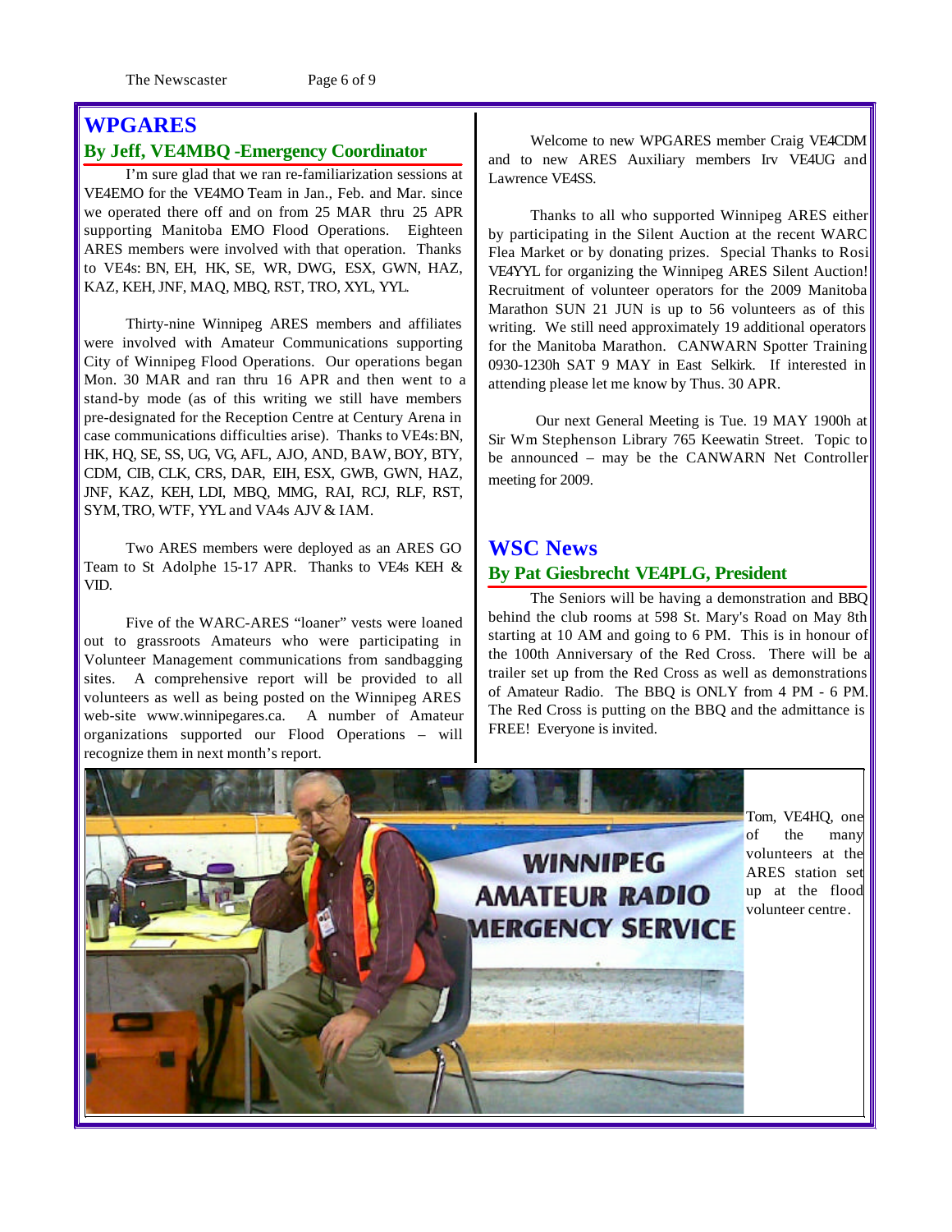## WPGARES

### By Jeff, VE4MBQ -Emergency Coordinator

I'm sure glad that we ran re-familiarization sessions at VE4EMO for the VE4MO Team in Jan., Feb. and Mar. since we operated there off and on from 25 MAR thru 25 APR supporting Manitoba EMO Flood Operations. Eighteen ARES members were involved with that operation. Thanks to VE4s: BN, EH, HK, SE, WR, DWG, ESX, GWN, HAZ, KAZ, KEH, JNF, MAQ, MBQ, RST, TRO, XYL, YYL.

Thirty-nine Winnipeg ARES members and affiliates were involved with Amateur Communications supporting City of Winnipeg Flood Operations. Our operations began Mon. 30 MAR and ran thru 16 APR and then went to a stand-by mode (as of this writing we still have members pre-designated for the Reception Centre at Century Arena in case communications difficulties arise). Thanks to VE4s: BN, HK, HQ, SE, SS, UG, VG, AFL, AJO, AND, BAW, BOY, BTY, CDM, CIB, CLK, CRS, DAR, EIH, ESX, GWB, GWN, HAZ, JNF, KAZ, KEH, LDI, MBQ, MMG, RAI, RCJ, RLF, RST, SYM, TRO, WTF, YYL and VA4s AJV & IAM.

Two ARES members were deployed as an ARES GO Team to St Adolphe 15-17 APR. Thanks to VE4s KEH & VID.

Five of the WARC-ARES "loaner" vests were loaned out to grassroots Amateurs who were participating in Volunteer Management communications from sandbagging sites. A comprehensive report will be provided to all volunteers as well as being posted on the Winnipeg ARES web-site www.winnipegares.ca. A number of Amateur organizations supported our Flood Operations – will recognize them in next month's report.

Welcome to new WPGARES member Craig VE4CDM and to new ARES Auxiliary members Irv VE4UG and Lawrence VE4SS.

Thanks to all who supported Winnipeg ARES either by participating in the Silent Auction at the recent WARC Flea Market or by donating prizes. Special Thanks to Rosi VE4YYL for organizing the Winnipeg ARES Silent Auction! Recruitment of volunteer operators for the 2009 Manitoba Marathon SUN 21 JUN is up to 56 volunteers as of this writing. We still need approximately 19 additional operators for the Manitoba Marathon. CANWARN Spotter Training 0930-1230h SAT 9 MAY in East Selkirk. If interested in attending please let me know by Thus. 30 APR.

Our next General Meeting is Tue. 19 MAY 1900h at Sir Wm Stephenson Library 765 Keewatin Street. Topic to be announced – may be the CANWARN Net Controller meeting for 2009.

## WSC News

### By Pat Giesbrecht VE4PLG, President

The Seniors will be having a demonstration and BBQ behind the club rooms at 598 St. Mary's Road on May 8th starting at 10 AM and going to 6 PM. This is in honour of the 100th Anniversary of the Red Cross. There will be a trailer set up from the Red Cross as well as demonstrations of Amateur Radio. The BBQ is ONLY from 4 PM - 6 PM. The Red Cross is putting on the BBQ and the admittance is FREE! Everyone is invited.

Tom, VE4HQ, one of the many volunteers at the ARES station set up at the flood volunteer centre.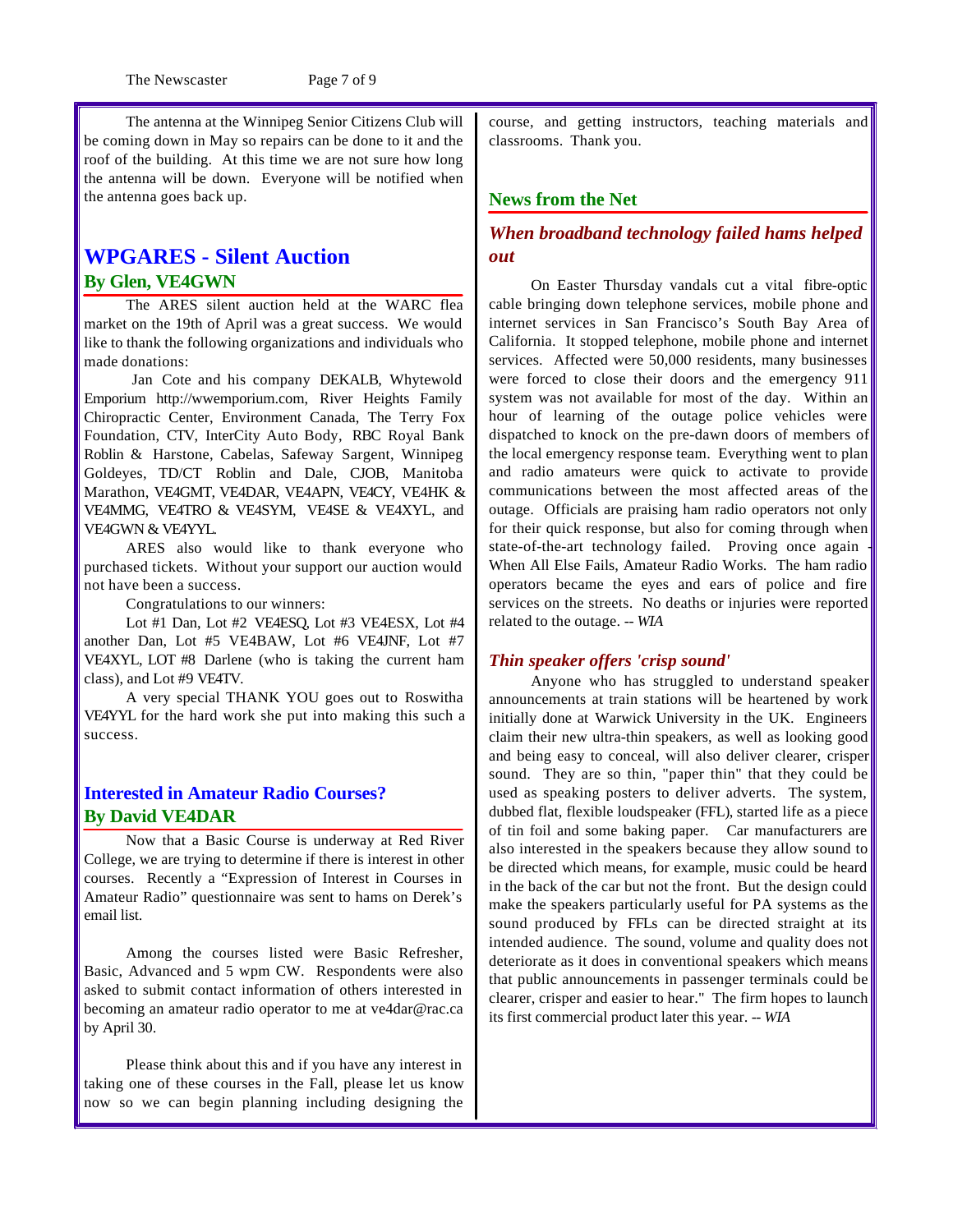The antenna at the Winnipeg Senior Citizens Club will be coming down in May so repairs can be done to it and the roof of the building. At this time we are not sure how long the antenna will be down. Everyone will be notified when the antenna goes back up.

## WPGARES - Silent Auction

### By Glen, VE4GWN

The ARES silent auction held at the WARC flea market on the 19th of April was a great success. We would like to thank the following organizations and individuals who made donations:

Jan Cote and his company DEKALB, Whytewold Emporium http://wwemporium.com, River Heights Family Chiropractic Center, Environment Canada, The Terry Fox Foundation, CTV, InterCity Auto Body, RBC Royal Bank Roblin & Harstone, Cabelas, Safeway Sargent, Winnipeg Goldeyes, TD/CT Roblin and Dale, CJOB, Manitoba Marathon, VE4GMT, VE4DAR, VE4APN, VE4CY, VE4HK & VE4MMG, VE4TRO & VE4SYM, VE4SE & VE4XYL, and VE4GWN & VE4YYL.

ARES also would like to thank everyone who purchased tickets. Without your support our auction would not have been a success.

Congratulations to our winners:

Lot #1 Dan, Lot #2 VE4ESQ, Lot #3 VE4ESX, Lot #4 another Dan, Lot #5 VE4BAW, Lot #6 VE4JNF, Lot #7 VE4XYL, LOT #8 Darlene (who is taking the current ham class), and Lot #9 VE4TV.

A very special THANK YOU goes out to Roswitha VE4YYL for the hard work she put into making this such a success.

## Interested in Amateur Radio Courses?

### By David VE4DAR

Now that a Basic Course is underway at Red River College, we are trying to determine if there is interest in other courses. Recently a "Expression of Interest in Courses in Amateur Radio" questionnaire was sent to hams on Derek's email list.

Among the courses listed were Basic Refresher, Basic, Advanced and 5 wpm CW. Respondents were also asked to submit contact information of others interested in becoming an amateur radio operator to me at ve4dar@rac.ca by April 30.

Please think about this and if you have any interest in taking one of these courses in the Fall, please let us know now so we can begin planning including designing the course, and getting instructors, teaching materials and classrooms. Thank you.

## News from the Net

### *When broadband technology failed hams helped out*

On Easter Thursday vandals cut a vital fibre-optic cable bringing down telephone services, mobile phone and internet services in San Francisco's South Bay Area of California. It stopped telephone, mobile phone and internet services. Affected were 50,000 residents, many businesses were forced to close their doors and the emergency 911 system was not available for most of the day. Within an hour of learning of the outage police vehicles were dispatched to knock on the pre-dawn doors of members of the local emergency response team. Everything went to plan and radio amateurs were quick to activate to provide communications between the most affected areas of the outage. Officials are praising ham radio operators not only for their quick response, but also for coming through when state-of-the-art technology failed. Proving once again - When All Else Fails, Amateur Radio Works. The ham radio operators became the eyes and ears of police and fire services on the streets. No deaths or injuries were reported related to the outage. -- *WIA*

### *Thin speaker offers 'crisp sound'*

Anyone who has struggled to understand speaker announcements at train stations will be heartened by work initially done at Warwick University in the UK. Engineers claim their new ultra-thin speakers, as well as looking good and being easy to conceal, will also deliver clearer, crisper sound. They are so thin, "paper thin" that they could be used as speaking posters to deliver adverts. The system, dubbed flat, flexible loudspeaker (FFL), started life as a piece of tin foil and some baking paper. Car manufacturers are also interested in the speakers because they allow sound to be directed which means, for example, music could be heard in the back of the car but not the front. But the design could make the speakers particularly useful for PA systems as the sound produced by FFLs can be directed straight at its intended audience. The sound, volume and quality does not deteriorate as it does in conventional speakers which means that public announcements in passenger terminals could be clearer, crisper and easier to hear." The firm hopes to launch its first commercial product later this year. -- *WIA*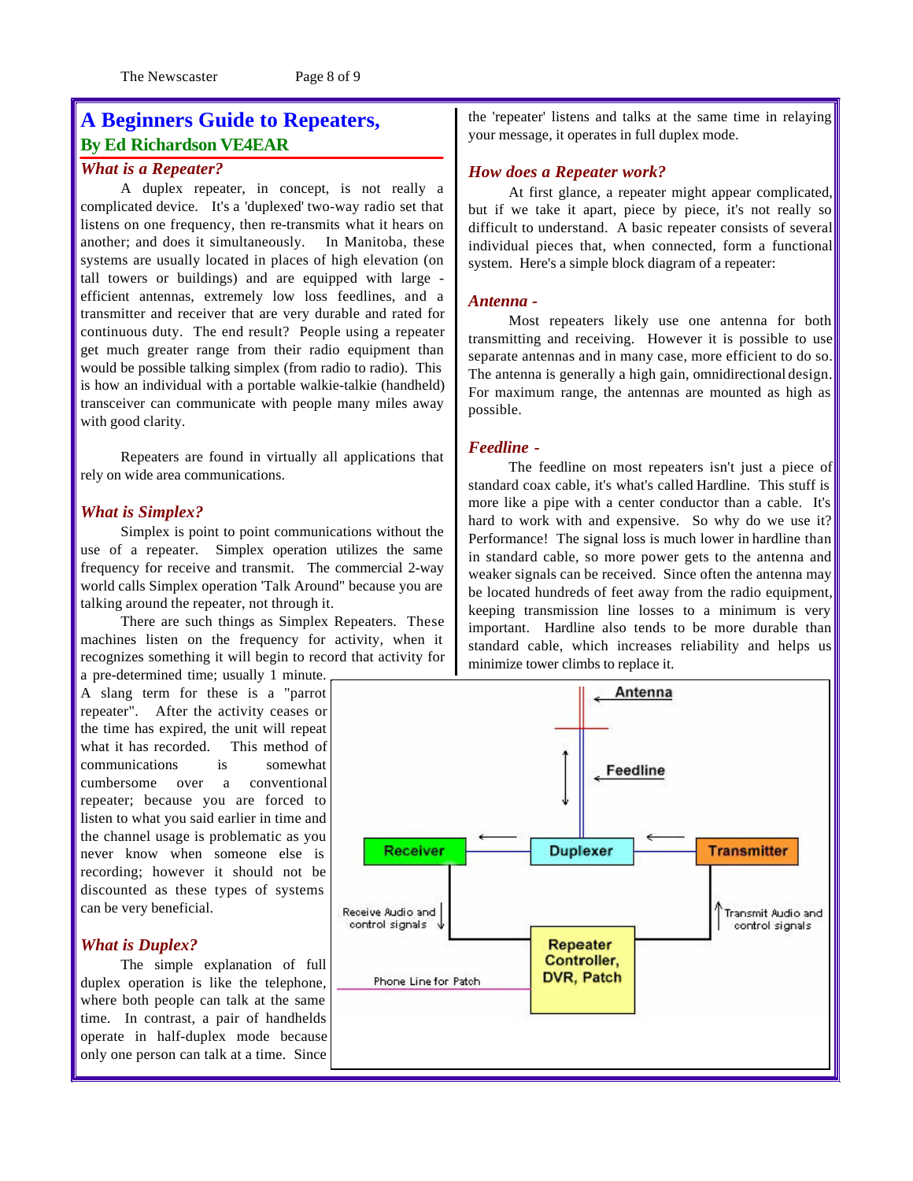# A Beginners Guide to Repeaters,

**By Ed Richardson VE4EAR**

## *What is a Repeater?*

A duplex repeater, in concept, is not really a complicated device. It's a 'duplexed' two-way radio set that listens on one frequency, then re-transmits what it hears on another; and does it simultaneously. In Manitoba, these systems are usually located in places of high elevation (on tall towers or buildings) and are equipped with large - efficient antennas, extremely low loss feedlines, and a transmitter and receiver that are very durable and rated for continuous duty. The end result? People using a repeater get much greater range from their radio equipment than would be possible talking simplex (from radio to radio). This is how an individual with a portable walkie-talkie (handheld) transceiver can communicate with people many miles away with good clarity.

Repeaters are found in virtually all applications that rely on wide area communications.

## *What is Simplex?*

Simplex is point to point communications without the use of a repeater. Simplex operation utilizes the same frequency for receive and transmit. The commercial 2-way world calls Simplex operation 'Talk Around" because you are talking around the repeater, not through it.

There are such things as Simplex Repeaters. These machines listen on the frequency for activity, when it recognizes something it will begin to record that activity for a pre-determined time; usually 1 minute. A slang term for these is a "parrot repeater". After the activity ceases or the time has expired, the unit will repeat what it has recorded. This method of communications is somewhat cumbersome over a conventional repeater; because you are forced to listen to what you said earlier in time and the channel usage is problematic as you never know when someone else is recording; however it should not be discounted as these types of systems can be very beneficial.

## *What is Duplex?*

The simple explanation of full duplex operation is like the telephone, where both people can talk at the same time. In contrast, a pair of handhelds operate in half-duplex mode because only one person can talk at a time. Since the 'repeater' listens and talks at the same time in relaying your message, it operates in full duplex mode.

## *How does a Repeater work?*

At first glance, a repeater might appear complicated, but if we take it apart, piece by piece, it's not really so difficult to understand. A basic repeater consists of several individual pieces that, when connected, form a functional system. Here's a simple block diagram of a repeater:

## *Antenna -*

Most repeaters likely use one antenna for both transmitting and receiving. However it is possible to use separate antennas and in many case, more efficient to do so. The antenna is generally a high gain, omnidirectional design. For maximum range, the antennas are mounted as high as possible.

## *Feedline -*

The feedline on most repeaters isn't just a piece of standard coax cable, it's what's called Hardline. This stuff is more like a pipe with a center conductor than a cable. It's hard to work with and expensive. So why do we use it? Performance! The signal loss is much lower in hardline than in standard cable, so more power gets to the antenna and weaker signals can be received. Since often the antenna may be located hundreds of feet away from the radio equipment, keeping transmission line losses to a minimum is very important. Hardline also tends to be more durable than standard cable, which increases reliability and helps us minimize tower climbs to replace it.

Antenna
Feedline
Receiver | Duplexer | Transmitter
Receive Audio and control signals | Transmit Audio and control signals
Repeater Controller, DVR, Patch
Phone Line for Patch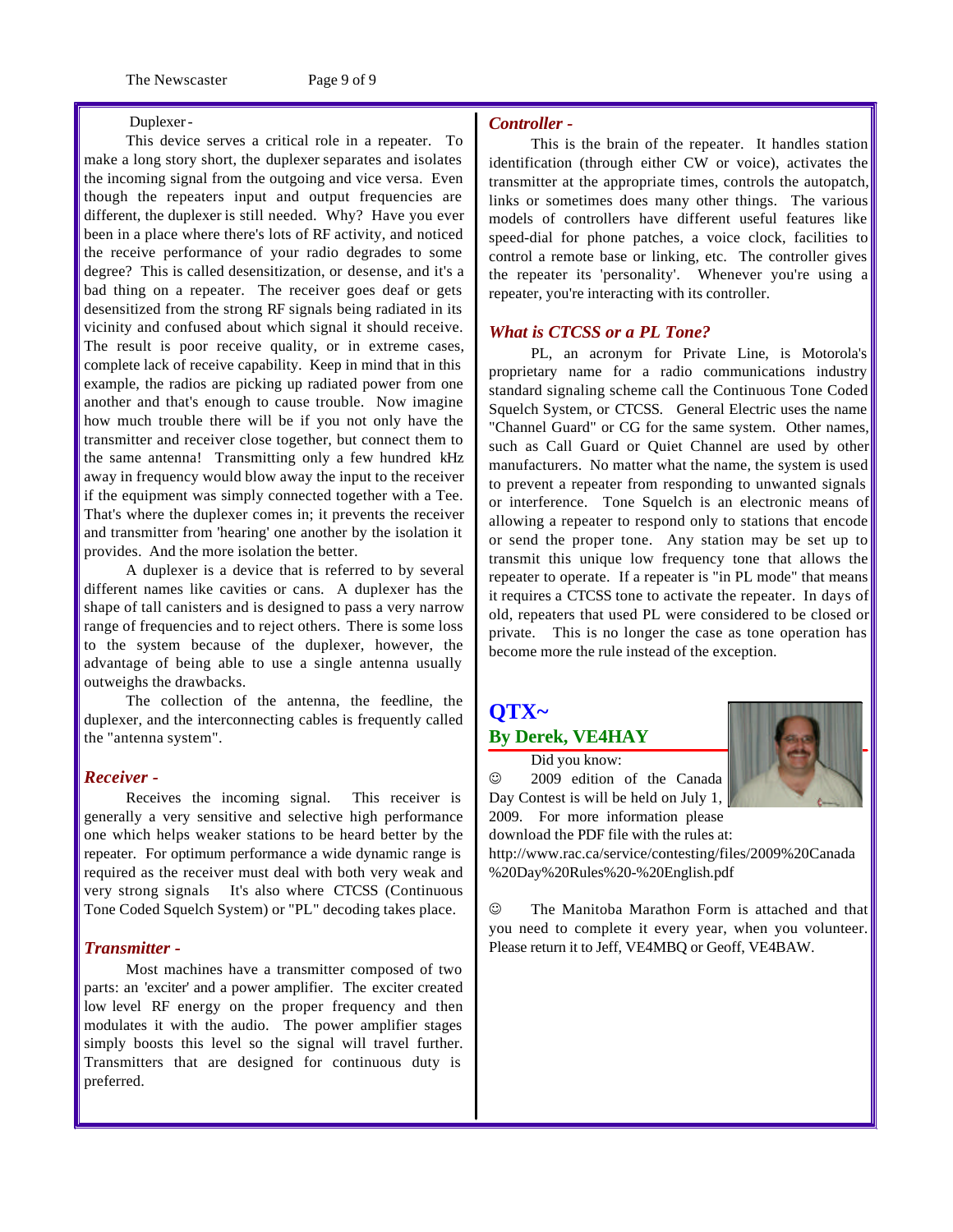Duplexer -

This device serves a critical role in a repeater. To make a long story short, the duplexer separates and isolates the incoming signal from the outgoing and vice versa. Even though the repeaters input and output frequencies are different, the duplexer is still needed. Why? Have you ever been in a place where there's lots of RF activity, and noticed the receive performance of your radio degrades to some degree? This is called desensitization, or desense, and it's a bad thing on a repeater. The receiver goes deaf or gets desensitized from the strong RF signals being radiated in its vicinity and confused about which signal it should receive. The result is poor receive quality, or in extreme cases, complete lack of receive capability. Keep in mind that in this example, the radios are picking up radiated power from one another and that's enough to cause trouble. Now imagine how much trouble there will be if you not only have the transmitter and receiver close together, but connect them to the same antenna! Transmitting only a few hundred kHz away in frequency would blow away the input to the receiver if the equipment was simply connected together with a Tee. That's where the duplexer comes in; it prevents the receiver and transmitter from 'hearing' one another by the isolation it provides. And the more isolation the better.

A duplexer is a device that is referred to by several different names like cavities or cans. A duplexer has the shape of tall canisters and is designed to pass a very narrow range of frequencies and to reject others. There is some loss to the system because of the duplexer, however, the advantage of being able to use a single antenna usually outweighs the drawbacks.

The collection of the antenna, the feedline, the duplexer, and the interconnecting cables is frequently called the "antenna system".

### *Receiver -*

Receives the incoming signal. This receiver is generally a very sensitive and selective high performance one which helps weaker stations to be heard better by the repeater. For optimum performance a wide dynamic range is required as the receiver must deal with both very weak and very strong signals It's also where CTCSS (Continuous Tone Coded Squelch System) or "PL" decoding takes place.

### *Transmitter -*

Most machines have a transmitter composed of two parts: an 'exciter' and a power amplifier. The exciter created low level RF energy on the proper frequency and then modulates it with the audio. The power amplifier stages simply boosts this level so the signal will travel further. Transmitters that are designed for continuous duty is preferred.

### *Controller -*

This is the brain of the repeater. It handles station identification (through either CW or voice), activates the transmitter at the appropriate times, controls the autopatch, links or sometimes does many other things. The various models of controllers have different useful features like speed-dial for phone patches, a voice clock, facilities to control a remote base or linking, etc. The controller gives the repeater its 'personality'. Whenever you're using a repeater, you're interacting with its controller.

### *What is CTCSS or a PL Tone?*

PL, an acronym for Private Line, is Motorola's proprietary name for a radio communications industry standard signaling scheme call the Continuous Tone Coded Squelch System, or CTCSS. General Electric uses the name "Channel Guard" or CG for the same system. Other names, such as Call Guard or Quiet Channel are used by other manufacturers. No matter what the name, the system is used to prevent a repeater from responding to unwanted signals or interference. Tone Squelch is an electronic means of allowing a repeater to respond only to stations that encode or send the proper tone. Any station may be set up to transmit this unique low frequency tone that allows the repeater to operate. If a repeater is "in PL mode" that means it requires a CTCSS tone to activate the repeater. In days of old, repeaters that used PL were considered to be closed or private. This is no longer the case as tone operation has become more the rule instead of the exception.

## QTX~

### By Derek, VE4HAY

Did you know:

☺ 2009 edition of the Canada Day Contest is will be held on July 1, 2009. For more information please download the PDF file with the rules at: http://www.rac.ca/service/contesting/files/2009%20Canada%20Day%20Rules%20-%20English.pdf

☺ The Manitoba Marathon Form is attached and that you need to complete it every year, when you volunteer. Please return it to Jeff, VE4MBQ or Geoff, VE4BAW.